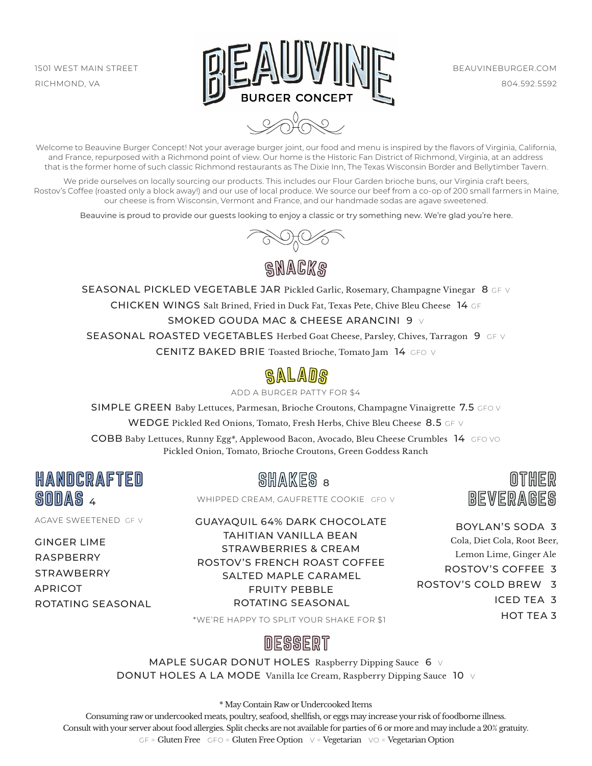1501 WEST MAIN STREET
RICHMOND, VA

# BEAUVINE
## BURGER CONCEPT

BEAUVINEBURGER.COM
804.592.5592

Welcome to Beauvine Burger Concept! Not your average burger joint, our food and menu is inspired by the flavors of Virginia, California, and France, repurposed with a Richmond point of view. Our home is the Historic Fan District of Richmond, Virginia, at an address that is the former home of such classic Richmond restaurants as The Dixie Inn, The Texas Wisconsin Border and Bellytimber Tavern.

We pride ourselves on locally sourcing our products. This includes our Flour Garden brioche buns, our Virginia craft beers, Rostov's Coffee (roasted only a block away!) and our use of local produce. We source our beef from a co-op of 200 small farmers in Maine, our cheese is from Wisconsin, Vermont and France, and our handmade sodas are agave sweetened.

Beauvine is proud to provide our guests looking to enjoy a classic or try something new. We're glad you're here.

## SNACKS

**SEASONAL PICKLED VEGETABLE JAR** Pickled Garlic, Rosemary, Champagne Vinegar **8** GF V

**CHICKEN WINGS** Salt Brined, Fried in Duck Fat, Texas Pete, Chive Bleu Cheese **14** GF

**SMOKED GOUDA MAC & CHEESE ARANCINI** **9** V

**SEASONAL ROASTED VEGETABLES** Herbed Goat Cheese, Parsley, Chives, Tarragon **9** GF V

**CENITZ BAKED BRIE** Toasted Brioche, Tomato Jam **14** GFO V

## SALADS

ADD A BURGER PATTY FOR $4

**SIMPLE GREEN** Baby Lettuces, Parmesan, Brioche Croutons, Champagne Vinaigrette **7.5** GFO V

**WEDGE** Pickled Red Onions, Tomato, Fresh Herbs, Chive Bleu Cheese **8.5** GF V

**COBB** Baby Lettuces, Runny Egg*, Applewood Bacon, Avocado, Bleu Cheese Crumbles **14** GFO VO
Pickled Onion, Tomato, Brioche Croutons, Green Goddess Ranch

## HANDCRAFTED SODAS 4

AGAVE SWEETENED GF V

- GINGER LIME
- RASPBERRY
- STRAWBERRY
- APRICOT
- ROTATING SEASONAL

## SHAKES 8

WHIPPED CREAM, GAUFRETTE COOKIE GFO V

- GUAYAQUIL 64% DARK CHOCOLATE
- TAHITIAN VANILLA BEAN
- STRAWBERRIES & CREAM
- ROSTOV'S FRENCH ROAST COFFEE
- SALTED MAPLE CARAMEL
- FRUITY PEBBLE
- ROTATING SEASONAL

*WE'RE HAPPY TO SPLIT YOUR SHAKE FOR $1

## OTHER BEVERAGES

**BOYLAN'S SODA 3**
Cola, Diet Cola, Root Beer, Lemon Lime, Ginger Ale

**ROSTOV'S COFFEE 3**

**ROSTOV'S COLD BREW 3**

**ICED TEA 3**

**HOT TEA 3**

## DESSERT

**MAPLE SUGAR DONUT HOLES** Raspberry Dipping Sauce **6** V

**DONUT HOLES A LA MODE** Vanilla Ice Cream, Raspberry Dipping Sauce **10** V

* May Contain Raw or Undercooked Items

Consuming raw or undercooked meats, poultry, seafood, shellfish, or eggs may increase your risk of foodborne illness.
Consult with your server about food allergies. Split checks are not available for parties of 6 or more and may include a 20% gratuity.

GF = Gluten Free GFO = Gluten Free Option V = Vegetarian VO = Vegetarian Option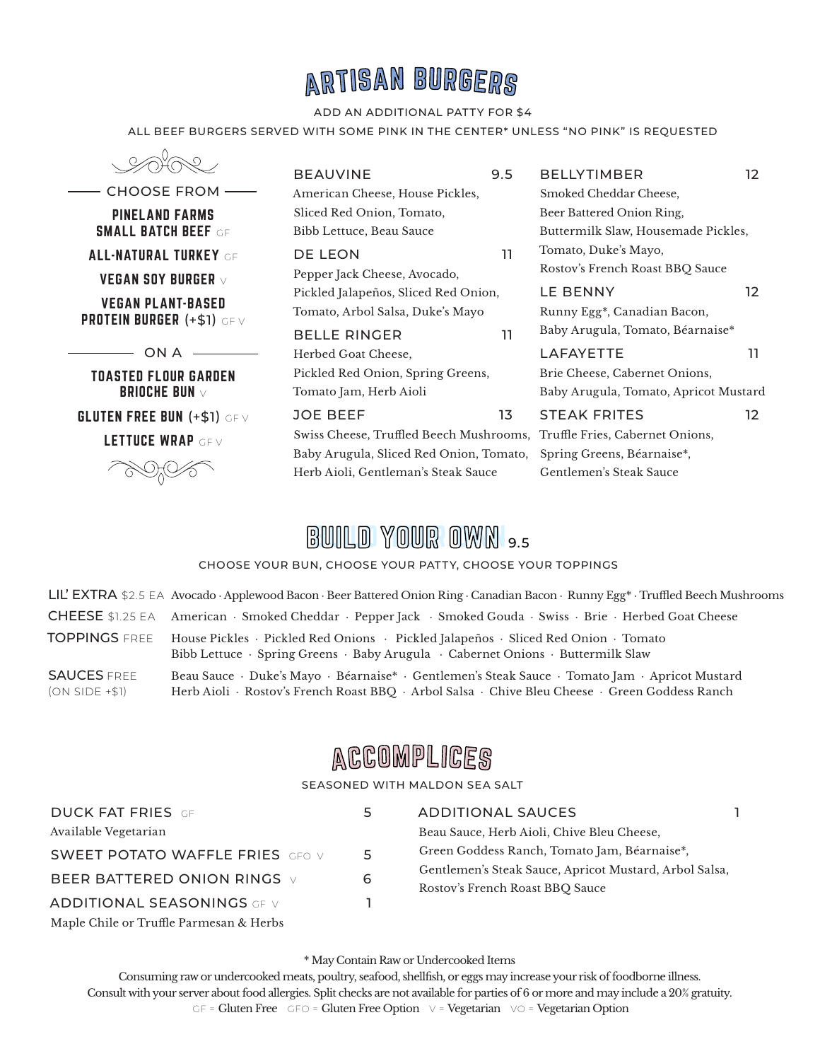# ARTISAN BURGERS

ADD AN ADDITIONAL PATTY FOR $4

ALL BEEF BURGERS SERVED WITH SOME PINK IN THE CENTER* UNLESS "NO PINK" IS REQUESTED

### CHOOSE FROM

**PINELAND FARMS SMALL BATCH BEEF** GF

**ALL-NATURAL TURKEY** GF

**VEGAN SOY BURGER** V

**VEGAN PLANT-BASED PROTEIN BURGER (+$1)** GF V

### ON A

**TOASTED FLOUR GARDEN BRIOCHE BUN** V

**GLUTEN FREE BUN (+$1)** GF V

**LETTUCE WRAP** GF V

**BEAUVINE** 9.5
American Cheese, House Pickles, Sliced Red Onion, Tomato, Bibb Lettuce, Beau Sauce

**DE LEON** 11
Pepper Jack Cheese, Avocado, Pickled Jalapeños, Sliced Red Onion, Tomato, Arbol Salsa, Duke's Mayo

**BELLE RINGER** 11
Herbed Goat Cheese, Pickled Red Onion, Spring Greens, Tomato Jam, Herb Aioli

**JOE BEEF** 13
Swiss Cheese, Truffled Beech Mushrooms, Baby Arugula, Sliced Red Onion, Tomato, Herb Aioli, Gentleman's Steak Sauce

**BELLYTIMBER** 12
Smoked Cheddar Cheese, Beer Battered Onion Ring, Buttermilk Slaw, Housemade Pickles, Tomato, Duke's Mayo, Rostov's French Roast BBQ Sauce

**LE BENNY** 12
Runny Egg*, Canadian Bacon, Baby Arugula, Tomato, Béarnaise*

**LAFAYETTE** 11
Brie Cheese, Cabernet Onions, Baby Arugula, Tomato, Apricot Mustard

**STEAK FRITES** 12
Truffle Fries, Cabernet Onions, Spring Greens, Béarnaise*, Gentlemen's Steak Sauce

# BUILD YOUR OWN 9.5

CHOOSE YOUR BUN, CHOOSE YOUR PATTY, CHOOSE YOUR TOPPINGS

**LIL' EXTRA** $2.5 EA Avocado · Applewood Bacon · Beer Battered Onion Ring · Canadian Bacon · Runny Egg* · Truffled Beech Mushrooms

**CHEESE** $1.25 EA American · Smoked Cheddar · Pepper Jack · Smoked Gouda · Swiss · Brie · Herbed Goat Cheese

**TOPPINGS** FREE House Pickles · Pickled Red Onions · Pickled Jalapeños · Sliced Red Onion · Tomato Bibb Lettuce · Spring Greens · Baby Arugula · Cabernet Onions · Buttermilk Slaw

**SAUCES** FREE (ON SIDE +$1) Beau Sauce · Duke's Mayo · Béarnaise* · Gentlemen's Steak Sauce · Tomato Jam · Apricot Mustard Herb Aioli · Rostov's French Roast BBQ · Arbol Salsa · Chive Bleu Cheese · Green Goddess Ranch

# ACCOMPLICES

SEASONED WITH MALDON SEA SALT

**DUCK FAT FRIES** GF 5
Available Vegetarian

**SWEET POTATO WAFFLE FRIES** GFO V 5

**BEER BATTERED ONION RINGS** V 6

**ADDITIONAL SEASONINGS** GF V 1
Maple Chile or Truffle Parmesan & Herbs

**ADDITIONAL SAUCES** 1
Beau Sauce, Herb Aioli, Chive Bleu Cheese, Green Goddess Ranch, Tomato Jam, Béarnaise*, Gentlemen's Steak Sauce, Apricot Mustard, Arbol Salsa, Rostov's French Roast BBQ Sauce

* May Contain Raw or Undercooked Items

Consuming raw or undercooked meats, poultry, seafood, shellfish, or eggs may increase your risk of foodborne illness.
Consult with your server about food allergies. Split checks are not available for parties of 6 or more and may include a 20% gratuity.
GF = Gluten Free GFO = Gluten Free Option V = Vegetarian VO = Vegetarian Option